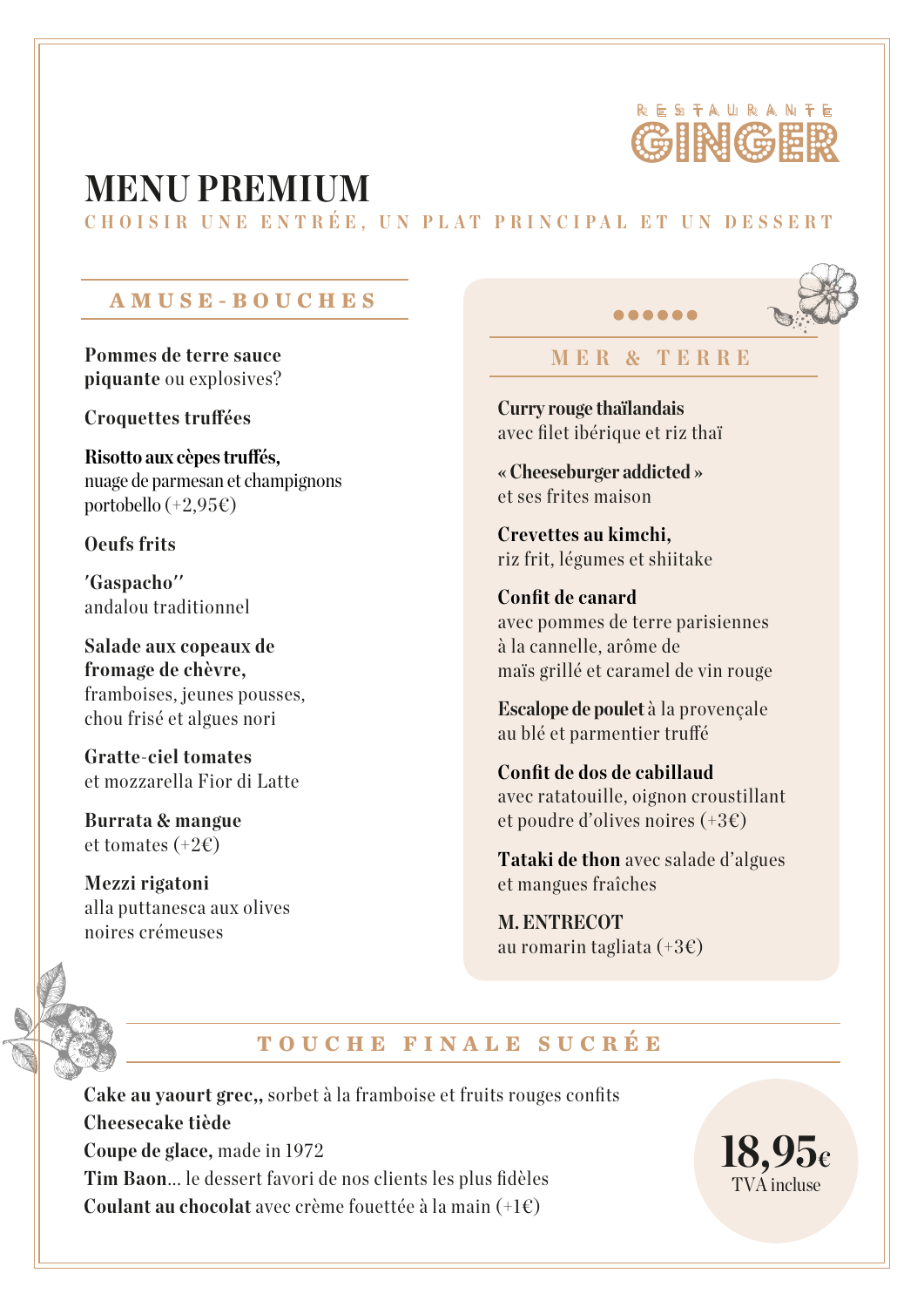RESTAURANTE GINGER

# MENU PREMIUM

CHOISIR UNE ENTRÉE, UN PLAT PRINCIPAL ET UN DESSERT

## AMUSE-BOUCHES

**Pommes de terre sauce piquante** ou explosives?

**Croquettes truffées**

**Risotto aux cèpes truffés,** nuage de parmesan et champignons portobello (+2,95€)

**Oeufs frits**

**'Gaspacho''** andalou traditionnel

**Salade aux copeaux de fromage de chèvre,** framboises, jeunes pousses, chou frisé et algues nori

**Gratte-ciel tomates** et mozzarella Fior di Latte

**Burrata & mangue** et tomates (+2€)

**Mezzi rigatoni** alla puttanesca aux olives noires crémeuses

## MER & TERRE

**Curry rouge thaïlandais** avec filet ibérique et riz thaï

**« Cheeseburger addicted »** et ses frites maison

**Crevettes au kimchi,** riz frit, légumes et shiitake

**Confit de canard** avec pommes de terre parisiennes à la cannelle, arôme de maïs grillé et caramel de vin rouge

**Escalope de poulet** à la provençale au blé et parmentier truffé

**Confit de dos de cabillaud** avec ratatouille, oignon croustillant et poudre d'olives noires (+3€)

**Tataki de thon** avec salade d'algues et mangues fraîches

**M. ENTRECOT** au romarin tagliata (+3€)

## TOUCHE FINALE SUCRÉE

**Cake au yaourt grec,,** sorbet à la framboise et fruits rouges confits
**Cheesecake tiède**
**Coupe de glace,** made in 1972
**Tim Baon**... le dessert favori de nos clients les plus fidèles
**Coulant au chocolat** avec crème fouettée à la main (+1€)

**18,95€**
TVA incluse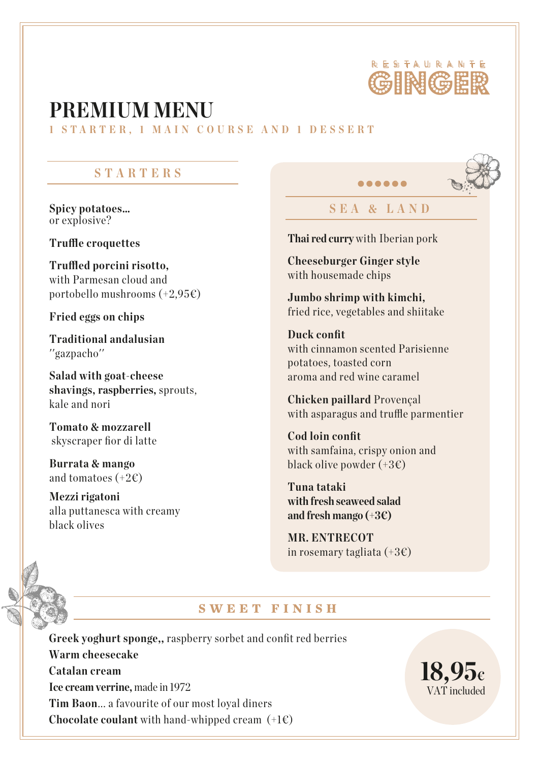RESTAURANTE
GINGER

# PREMIUM MENU

1 STARTER, 1 MAIN COURSE AND 1 DESSERT

## STARTERS

**Spicy potatoes...**
or explosive?

**Truffle croquettes**

**Truffled porcini risotto,**
with Parmesan cloud and portobello mushrooms (+2,95€)

**Fried eggs on chips**

**Traditional andalusian**
"gazpacho"

**Salad with goat-cheese shavings, raspberries,** sprouts, kale and nori

**Tomato & mozzarell**
skyscraper fior di latte

**Burrata & mango**
and tomatoes (+2€)

**Mezzi rigatoni**
alla puttanesca with creamy black olives

## SEA & LAND

**Thai red curry** with Iberian pork

**Cheeseburger Ginger style**
with housemade chips

**Jumbo shrimp with kimchi,**
fried rice, vegetables and shiitake

**Duck confit**
with cinnamon scented Parisienne potatoes, toasted corn aroma and red wine caramel

**Chicken paillard** Provençal
with asparagus and truffle parmentier

**Cod loin confit**
with samfaina, crispy onion and black olive powder (+3€)

**Tuna tataki**
**with fresh seaweed salad and fresh mango (+3€)**

**MR. ENTRECOT**
in rosemary tagliata (+3€)

## SWEET FINISH

**Greek yoghurt sponge,,** raspberry sorbet and confit red berries
**Warm cheesecake**
**Catalan cream**
**Ice cream verrine,** made in 1972
**Tim Baon**... a favourite of our most loyal diners
**Chocolate coulant** with hand-whipped cream (+1€)

**18,95€**
VAT included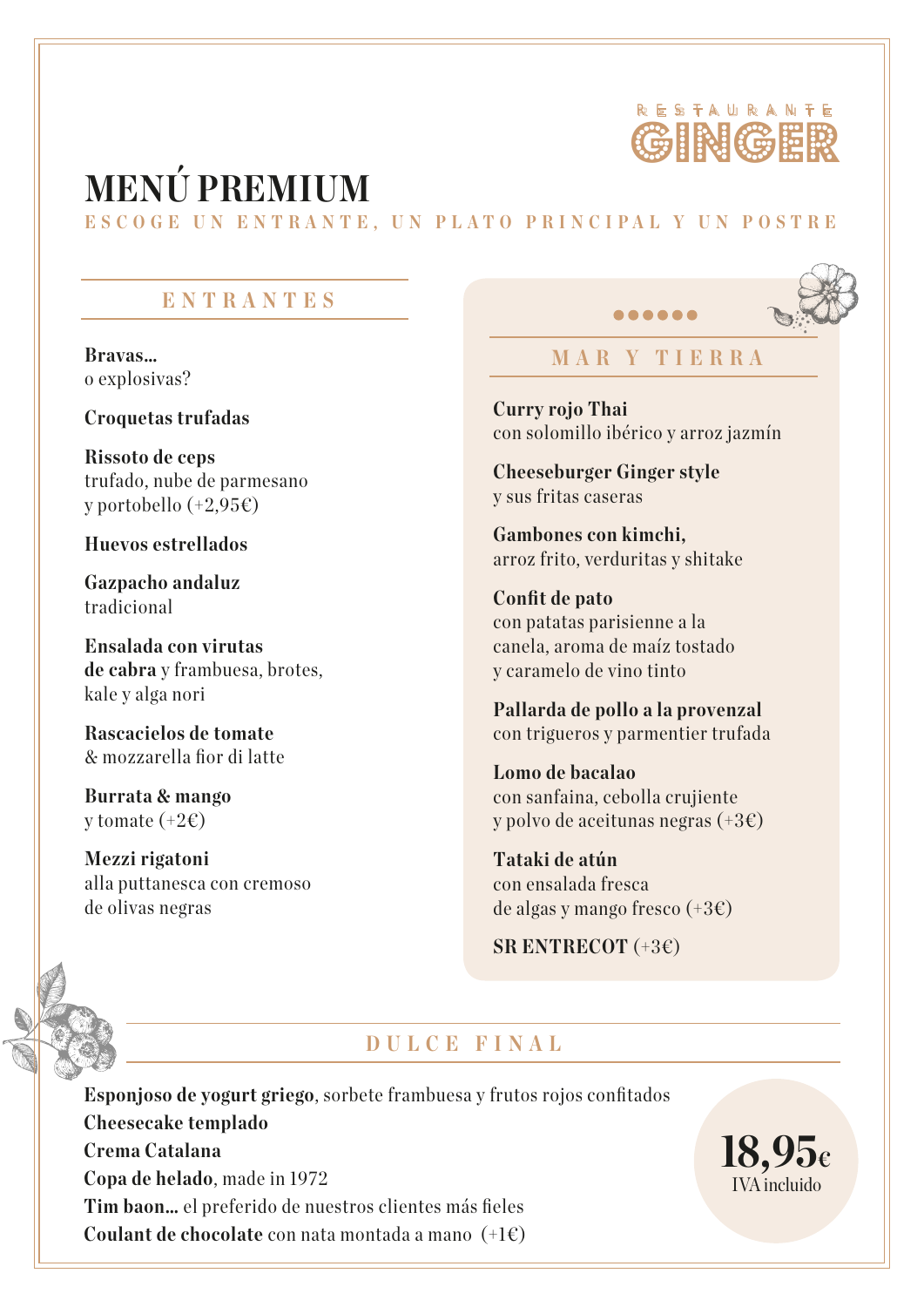RESTAURANTE GINGER

# MENÚ PREMIUM

ESCOGE UN ENTRANTE, UN PLATO PRINCIPAL Y UN POSTRE

## ENTRANTES

**Bravas...**
o explosivas?

**Croquetas trufadas**

**Rissoto de ceps**
trufado, nube de parmesano
y portobello (+2,95€)

**Huevos estrellados**

**Gazpacho andaluz**
tradicional

**Ensalada con virutas**
**de cabra** y frambuesa, brotes,
kale y alga nori

**Rascacielos de tomate**
& mozzarella fior di latte

**Burrata & mango**
y tomate (+2€)

**Mezzi rigatoni**
alla puttanesca con cremoso
de olivas negras

## MAR Y TIERRA

**Curry rojo Thai**
con solomillo ibérico y arroz jazmín

**Cheeseburger Ginger style**
y sus fritas caseras

**Gambones con kimchi,**
arroz frito, verduritas y shitake

**Confit de pato**
con patatas parisienne a la
canela, aroma de maíz tostado
y caramelo de vino tinto

**Pallarda de pollo a la provenzal**
con trigueros y parmentier trufada

**Lomo de bacalao**
con sanfaina, cebolla crujiente
y polvo de aceitunas negras (+3€)

**Tataki de atún**
con ensalada fresca
de algas y mango fresco (+3€)

**SR ENTRECOT** (+3€)

## DULCE FINAL

**Esponjoso de yogurt griego**, sorbete frambuesa y frutos rojos confitados
**Cheesecake templado**
**Crema Catalana**
**Copa de helado**, made in 1972
**Tim baon...** el preferido de nuestros clientes más fieles
**Coulant de chocolate** con nata montada a mano (+1€)

**18,95€**
IVA incluido